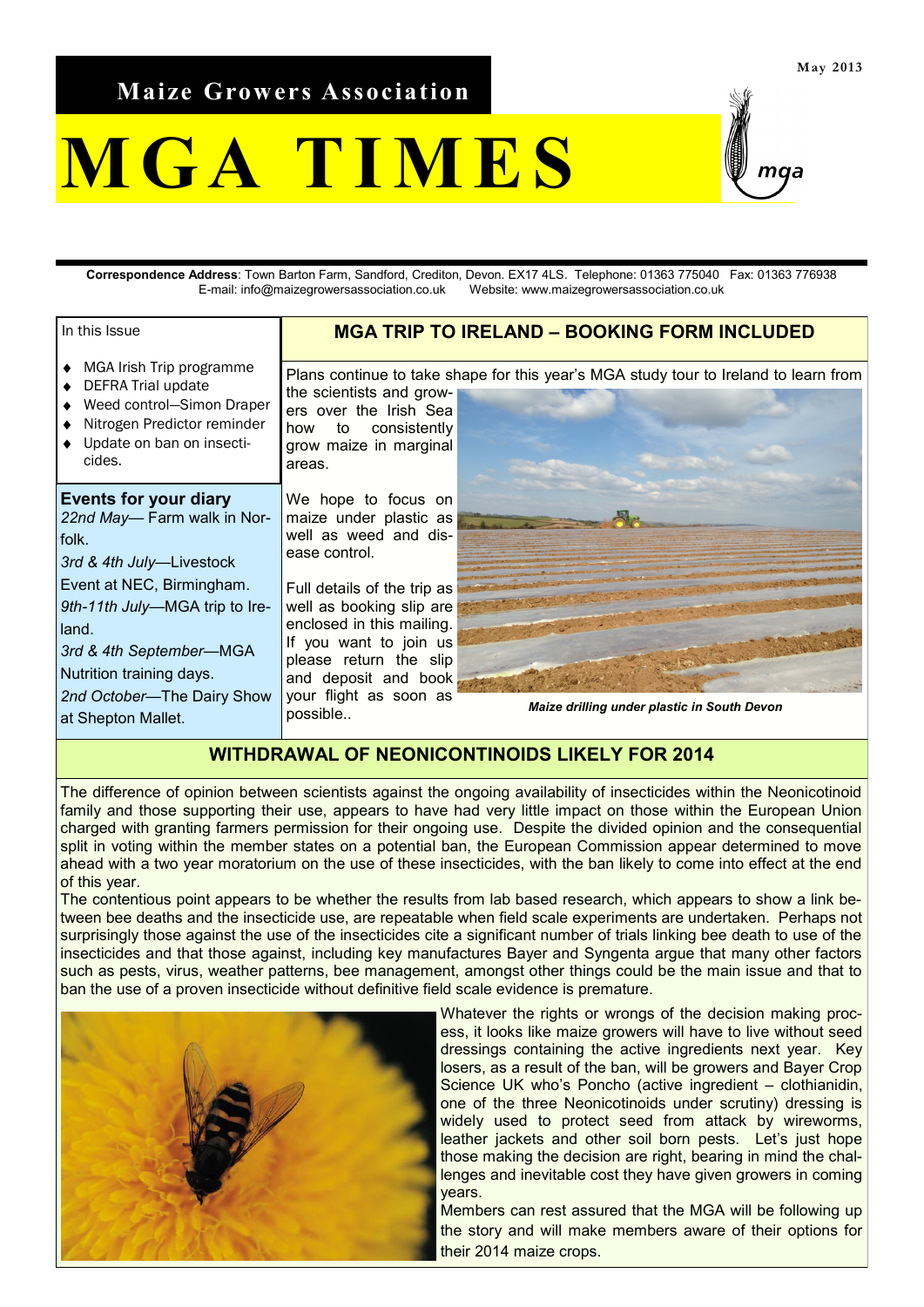Maize Growers Association

# MGA TIMES

May 2013

**Correspondence Address**: Town Barton Farm, Sandford, Crediton, Devon. EX17 4LS. Telephone: 01363 775040 Fax: 01363 776938
E-mail: info@maizegrowersassociation.co.uk Website: www.maizegrowersassociation.co.uk

In this Issue

- MGA Irish Trip programme
- DEFRA Trial update
- Weed control—Simon Draper
- Nitrogen Predictor reminder
- Update on ban on insecticides.

**Events for your diary**

*22nd May*— Farm walk in Norfolk.

*3rd & 4th July*—Livestock Event at NEC, Birmingham.

*9th-11th July*—MGA trip to Ireland.

*3rd & 4th September*—MGA Nutrition training days.

*2nd October*—The Dairy Show at Shepton Mallet.

## MGA TRIP TO IRELAND – BOOKING FORM INCLUDED

Plans continue to take shape for this year's MGA study tour to Ireland to learn from the scientists and growers over the Irish Sea how to consistently grow maize in marginal areas.

We hope to focus on maize under plastic as well as weed and disease control.

Full details of the trip as well as booking slip are enclosed in this mailing. If you want to join us please return the slip and deposit and book your flight as soon as possible..

*Maize drilling under plastic in South Devon*

## WITHDRAWAL OF NEONICONTINOIDS LIKELY FOR 2014

The difference of opinion between scientists against the ongoing availability of insecticides within the Neonicotinoid family and those supporting their use, appears to have had very little impact on those within the European Union charged with granting farmers permission for their ongoing use. Despite the divided opinion and the consequential split in voting within the member states on a potential ban, the European Commission appear determined to move ahead with a two year moratorium on the use of these insecticides, with the ban likely to come into effect at the end of this year.

The contentious point appears to be whether the results from lab based research, which appears to show a link between bee deaths and the insecticide use, are repeatable when field scale experiments are undertaken. Perhaps not surprisingly those against the use of the insecticides cite a significant number of trials linking bee death to use of the insecticides and that those against, including key manufactures Bayer and Syngenta argue that many other factors such as pests, virus, weather patterns, bee management, amongst other things could be the main issue and that to ban the use of a proven insecticide without definitive field scale evidence is premature.

Whatever the rights or wrongs of the decision making process, it looks like maize growers will have to live without seed dressings containing the active ingredients next year. Key losers, as a result of the ban, will be growers and Bayer Crop Science UK who's Poncho (active ingredient – clothianidin, one of the three Neonicotinoids under scrutiny) dressing is widely used to protect seed from attack by wireworms, leather jackets and other soil born pests. Let's just hope those making the decision are right, bearing in mind the challenges and inevitable cost they have given growers in coming years.

Members can rest assured that the MGA will be following up the story and will make members aware of their options for their 2014 maize crops.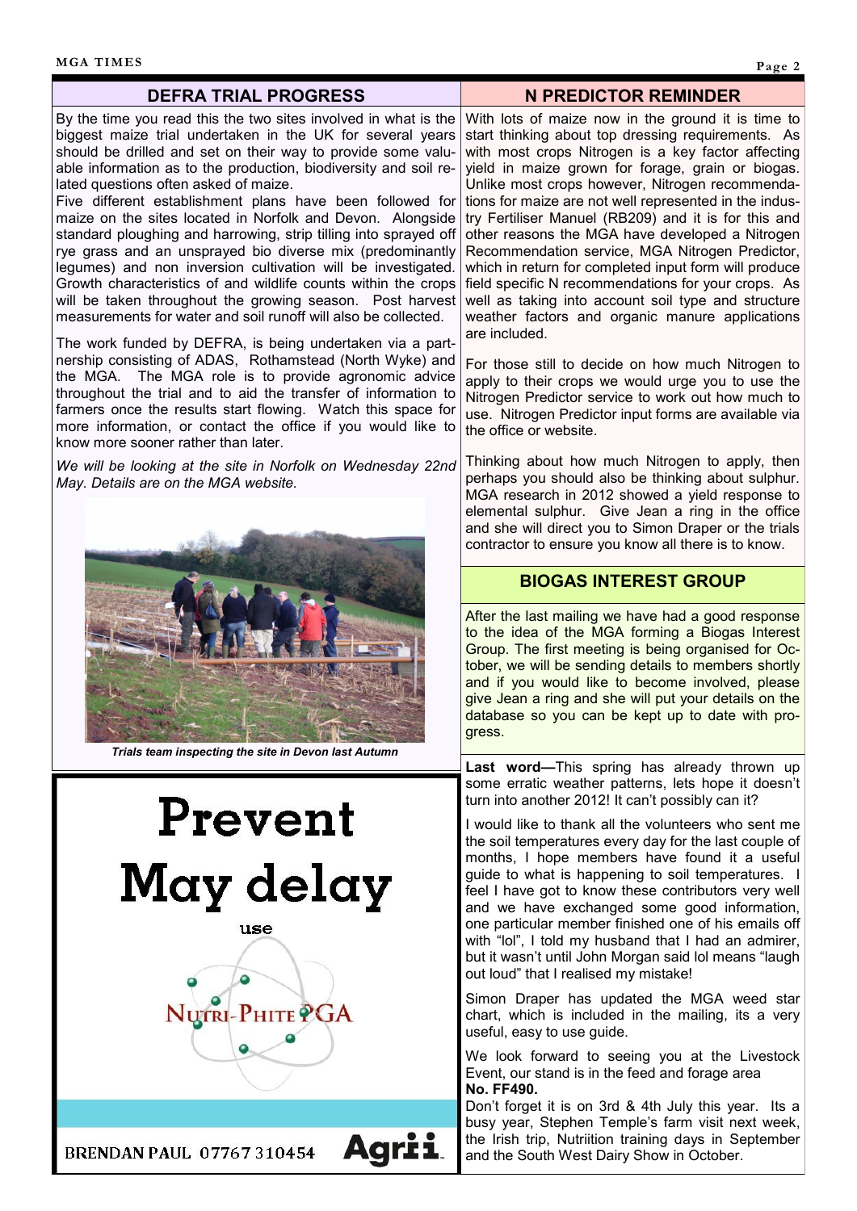## DEFRA TRIAL PROGRESS

By the time you read this the two sites involved in what is the biggest maize trial undertaken in the UK for several years should be drilled and set on their way to provide some valuable information as to the production, biodiversity and soil related questions often asked of maize.

Five different establishment plans have been followed for maize on the sites located in Norfolk and Devon. Alongside standard ploughing and harrowing, strip tilling into sprayed off rye grass and an unsprayed bio diverse mix (predominantly legumes) and non inversion cultivation will be investigated. Growth characteristics of and wildlife counts within the crops will be taken throughout the growing season. Post harvest measurements for water and soil runoff will also be collected.

The work funded by DEFRA, is being undertaken via a partnership consisting of ADAS, Rothamstead (North Wyke) and the MGA. The MGA role is to provide agronomic advice throughout the trial and to aid the transfer of information to farmers once the results start flowing. Watch this space for more information, or contact the office if you would like to know more sooner rather than later.

*We will be looking at the site in Norfolk on Wednesday 22nd May. Details are on the MGA website.*

***Trials team inspecting the site in Devon last Autumn***

Prevent May delay

use

NUTRI-PHITE PGA

BRENDAN PAUL 07767 310454 Agrii

## N PREDICTOR REMINDER

With lots of maize now in the ground it is time to start thinking about top dressing requirements. As with most crops Nitrogen is a key factor affecting yield in maize grown for forage, grain or biogas. Unlike most crops however, Nitrogen recommendations for maize are not well represented in the industry Fertiliser Manuel (RB209) and it is for this and other reasons the MGA have developed a Nitrogen Recommendation service, MGA Nitrogen Predictor, which in return for completed input form will produce field specific N recommendations for your crops. As well as taking into account soil type and structure weather factors and organic manure applications are included.

For those still to decide on how much Nitrogen to apply to their crops we would urge you to use the Nitrogen Predictor service to work out how much to use. Nitrogen Predictor input forms are available via the office or website.

Thinking about how much Nitrogen to apply, then perhaps you should also be thinking about sulphur. MGA research in 2012 showed a yield response to elemental sulphur. Give Jean a ring in the office and she will direct you to Simon Draper or the trials contractor to ensure you know all there is to know.

## BIOGAS INTEREST GROUP

After the last mailing we have had a good response to the idea of the MGA forming a Biogas Interest Group. The first meeting is being organised for October, we will be sending details to members shortly and if you would like to become involved, please give Jean a ring and she will put your details on the database so you can be kept up to date with progress.

**Last word—**This spring has already thrown up some erratic weather patterns, lets hope it doesn't turn into another 2012! It can't possibly can it?

I would like to thank all the volunteers who sent me the soil temperatures every day for the last couple of months, I hope members have found it a useful guide to what is happening to soil temperatures. I feel I have got to know these contributors very well and we have exchanged some good information, one particular member finished one of his emails off with "lol", I told my husband that I had an admirer, but it wasn't until John Morgan said lol means "laugh out loud" that I realised my mistake!

Simon Draper has updated the MGA weed star chart, which is included in the mailing, its a very useful, easy to use guide.

We look forward to seeing you at the Livestock Event, our stand is in the feed and forage area **No. FF490.**

Don't forget it is on 3rd & 4th July this year. Its a busy year, Stephen Temple's farm visit next week, the Irish trip, Nutriition training days in September and the South West Dairy Show in October.